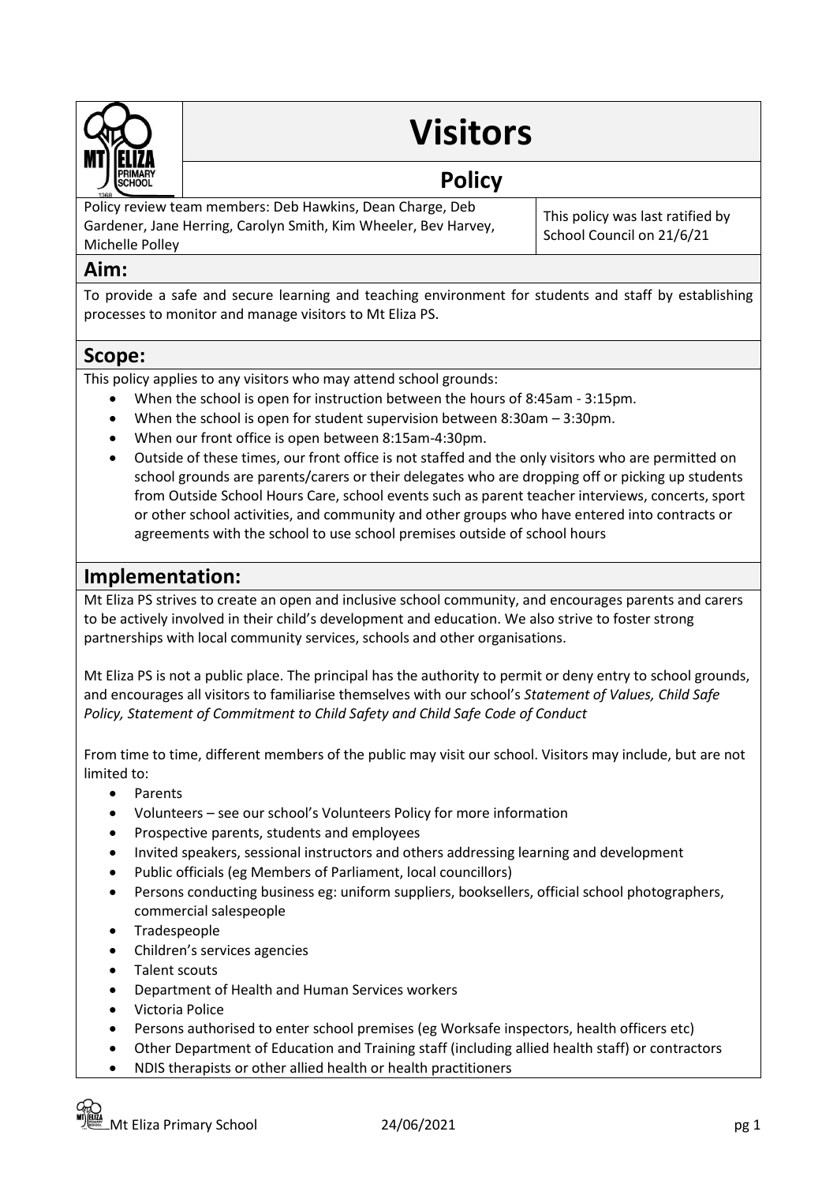# Visitors

## Policy

Policy review team members: Deb Hawkins, Dean Charge, Deb Gardener, Jane Herring, Carolyn Smith, Kim Wheeler, Bev Harvey, Michelle Polley

This policy was last ratified by School Council on 21/6/21

## Aim:

To provide a safe and secure learning and teaching environment for students and staff by establishing processes to monitor and manage visitors to Mt Eliza PS.

## Scope:

This policy applies to any visitors who may attend school grounds:

- When the school is open for instruction between the hours of 8:45am - 3:15pm.
- When the school is open for student supervision between 8:30am – 3:30pm.
- When our front office is open between 8:15am-4:30pm.
- Outside of these times, our front office is not staffed and the only visitors who are permitted on school grounds are parents/carers or their delegates who are dropping off or picking up students from Outside School Hours Care, school events such as parent teacher interviews, concerts, sport or other school activities, and community and other groups who have entered into contracts or agreements with the school to use school premises outside of school hours

## Implementation:

Mt Eliza PS strives to create an open and inclusive school community, and encourages parents and carers to be actively involved in their child's development and education. We also strive to foster strong partnerships with local community services, schools and other organisations.

Mt Eliza PS is not a public place. The principal has the authority to permit or deny entry to school grounds, and encourages all visitors to familiarise themselves with our school's *Statement of Values, Child Safe Policy, Statement of Commitment to Child Safety and Child Safe Code of Conduct*

From time to time, different members of the public may visit our school. Visitors may include, but are not limited to:

- Parents
- Volunteers – see our school's Volunteers Policy for more information
- Prospective parents, students and employees
- Invited speakers, sessional instructors and others addressing learning and development
- Public officials (eg Members of Parliament, local councillors)
- Persons conducting business eg: uniform suppliers, booksellers, official school photographers, commercial salespeople
- Tradespeople
- Children's services agencies
- Talent scouts
- Department of Health and Human Services workers
- Victoria Police
- Persons authorised to enter school premises (eg Worksafe inspectors, health officers etc)
- Other Department of Education and Training staff (including allied health staff) or contractors
- NDIS therapists or other allied health or health practitioners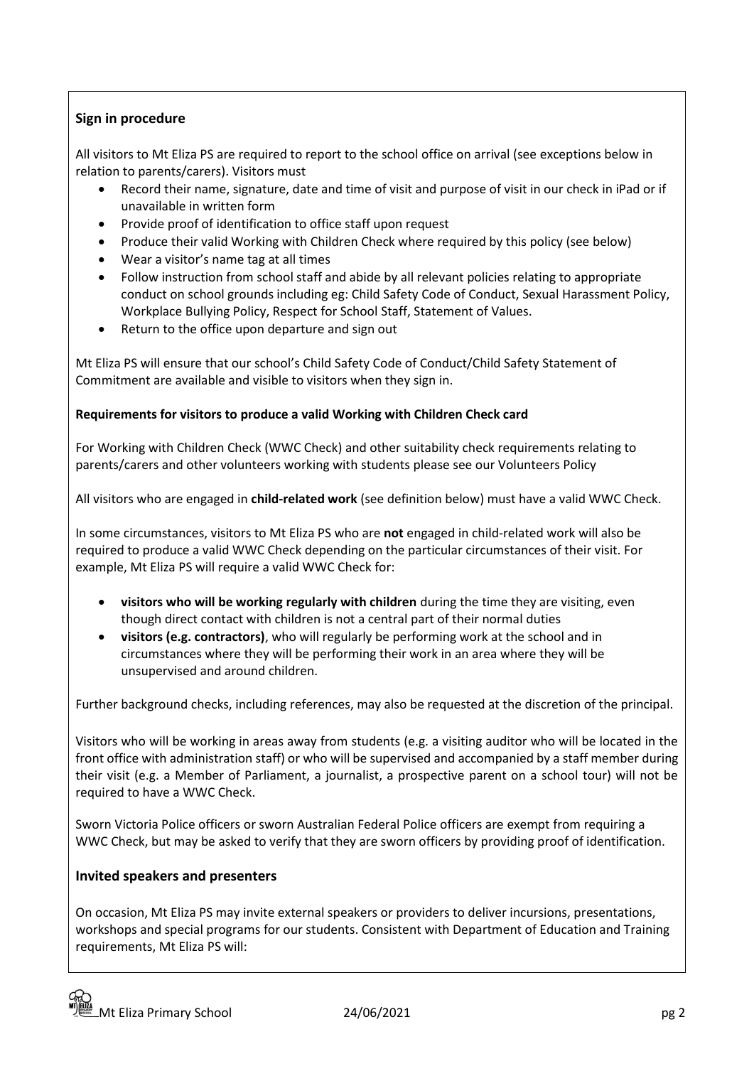## Sign in procedure

All visitors to Mt Eliza PS are required to report to the school office on arrival (see exceptions below in relation to parents/carers). Visitors must

- Record their name, signature, date and time of visit and purpose of visit in our check in iPad or if unavailable in written form
- Provide proof of identification to office staff upon request
- Produce their valid Working with Children Check where required by this policy (see below)
- Wear a visitor's name tag at all times
- Follow instruction from school staff and abide by all relevant policies relating to appropriate conduct on school grounds including eg: Child Safety Code of Conduct, Sexual Harassment Policy, Workplace Bullying Policy, Respect for School Staff, Statement of Values.
- Return to the office upon departure and sign out

Mt Eliza PS will ensure that our school's Child Safety Code of Conduct/Child Safety Statement of Commitment are available and visible to visitors when they sign in.

**Requirements for visitors to produce a valid Working with Children Check card**

For Working with Children Check (WWC Check) and other suitability check requirements relating to parents/carers and other volunteers working with students please see our Volunteers Policy

All visitors who are engaged in **child-related work** (see definition below) must have a valid WWC Check.

In some circumstances, visitors to Mt Eliza PS who are **not** engaged in child-related work will also be required to produce a valid WWC Check depending on the particular circumstances of their visit. For example, Mt Eliza PS will require a valid WWC Check for:

- **visitors who will be working regularly with children** during the time they are visiting, even though direct contact with children is not a central part of their normal duties
- **visitors (e.g. contractors)**, who will regularly be performing work at the school and in circumstances where they will be performing their work in an area where they will be unsupervised and around children.

Further background checks, including references, may also be requested at the discretion of the principal.

Visitors who will be working in areas away from students (e.g. a visiting auditor who will be located in the front office with administration staff) or who will be supervised and accompanied by a staff member during their visit (e.g. a Member of Parliament, a journalist, a prospective parent on a school tour) will not be required to have a WWC Check.

Sworn Victoria Police officers or sworn Australian Federal Police officers are exempt from requiring a WWC Check, but may be asked to verify that they are sworn officers by providing proof of identification.

## Invited speakers and presenters

On occasion, Mt Eliza PS may invite external speakers or providers to deliver incursions, presentations, workshops and special programs for our students. Consistent with Department of Education and Training requirements, Mt Eliza PS will: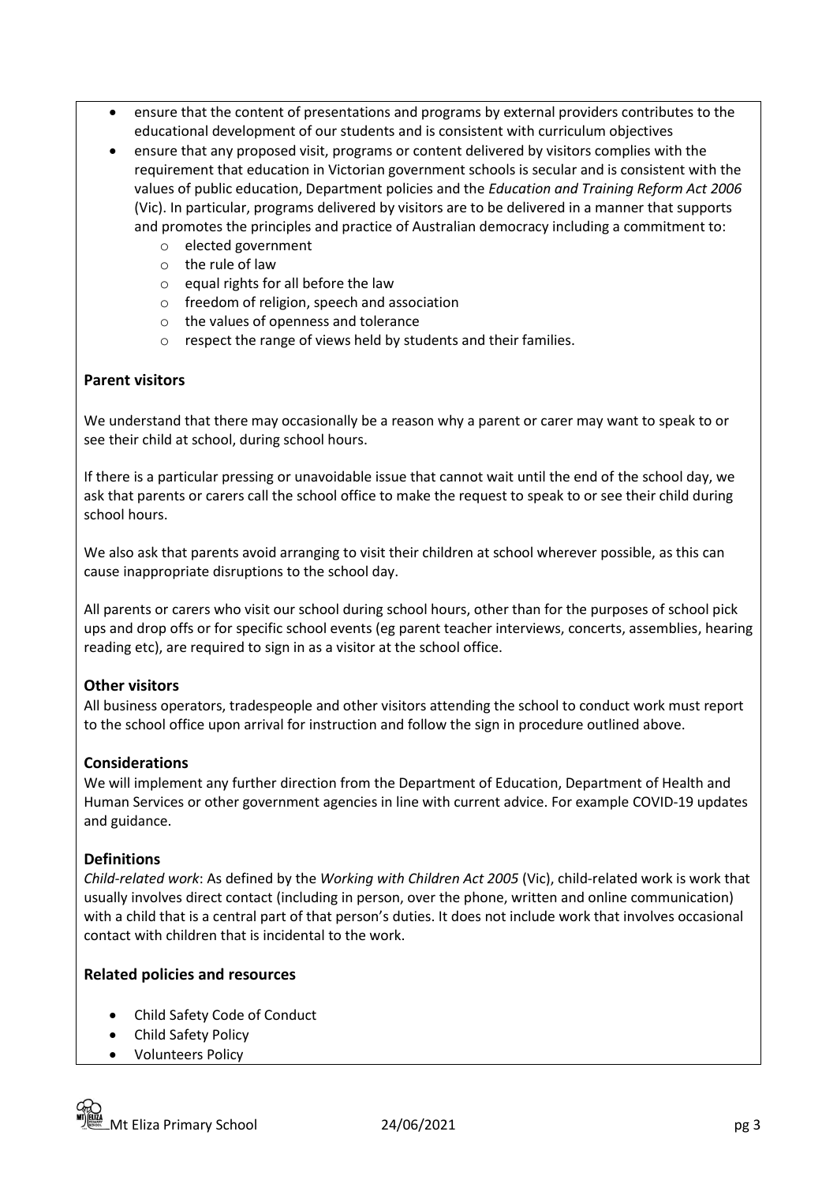- ensure that the content of presentations and programs by external providers contributes to the educational development of our students and is consistent with curriculum objectives
- ensure that any proposed visit, programs or content delivered by visitors complies with the requirement that education in Victorian government schools is secular and is consistent with the values of public education, Department policies and the *Education and Training Reform Act 2006* (Vic). In particular, programs delivered by visitors are to be delivered in a manner that supports and promotes the principles and practice of Australian democracy including a commitment to:
  - elected government
  - the rule of law
  - equal rights for all before the law
  - freedom of religion, speech and association
  - the values of openness and tolerance
  - respect the range of views held by students and their families.

### Parent visitors

We understand that there may occasionally be a reason why a parent or carer may want to speak to or see their child at school, during school hours.

If there is a particular pressing or unavoidable issue that cannot wait until the end of the school day, we ask that parents or carers call the school office to make the request to speak to or see their child during school hours.

We also ask that parents avoid arranging to visit their children at school wherever possible, as this can cause inappropriate disruptions to the school day.

All parents or carers who visit our school during school hours, other than for the purposes of school pick ups and drop offs or for specific school events (eg parent teacher interviews, concerts, assemblies, hearing reading etc), are required to sign in as a visitor at the school office.

### Other visitors

All business operators, tradespeople and other visitors attending the school to conduct work must report to the school office upon arrival for instruction and follow the sign in procedure outlined above.

### Considerations

We will implement any further direction from the Department of Education, Department of Health and Human Services or other government agencies in line with current advice. For example COVID-19 updates and guidance.

### Definitions

*Child-related work*: As defined by the *Working with Children Act 2005* (Vic), child-related work is work that usually involves direct contact (including in person, over the phone, written and online communication) with a child that is a central part of that person's duties. It does not include work that involves occasional contact with children that is incidental to the work.

### Related policies and resources

- Child Safety Code of Conduct
- Child Safety Policy
- Volunteers Policy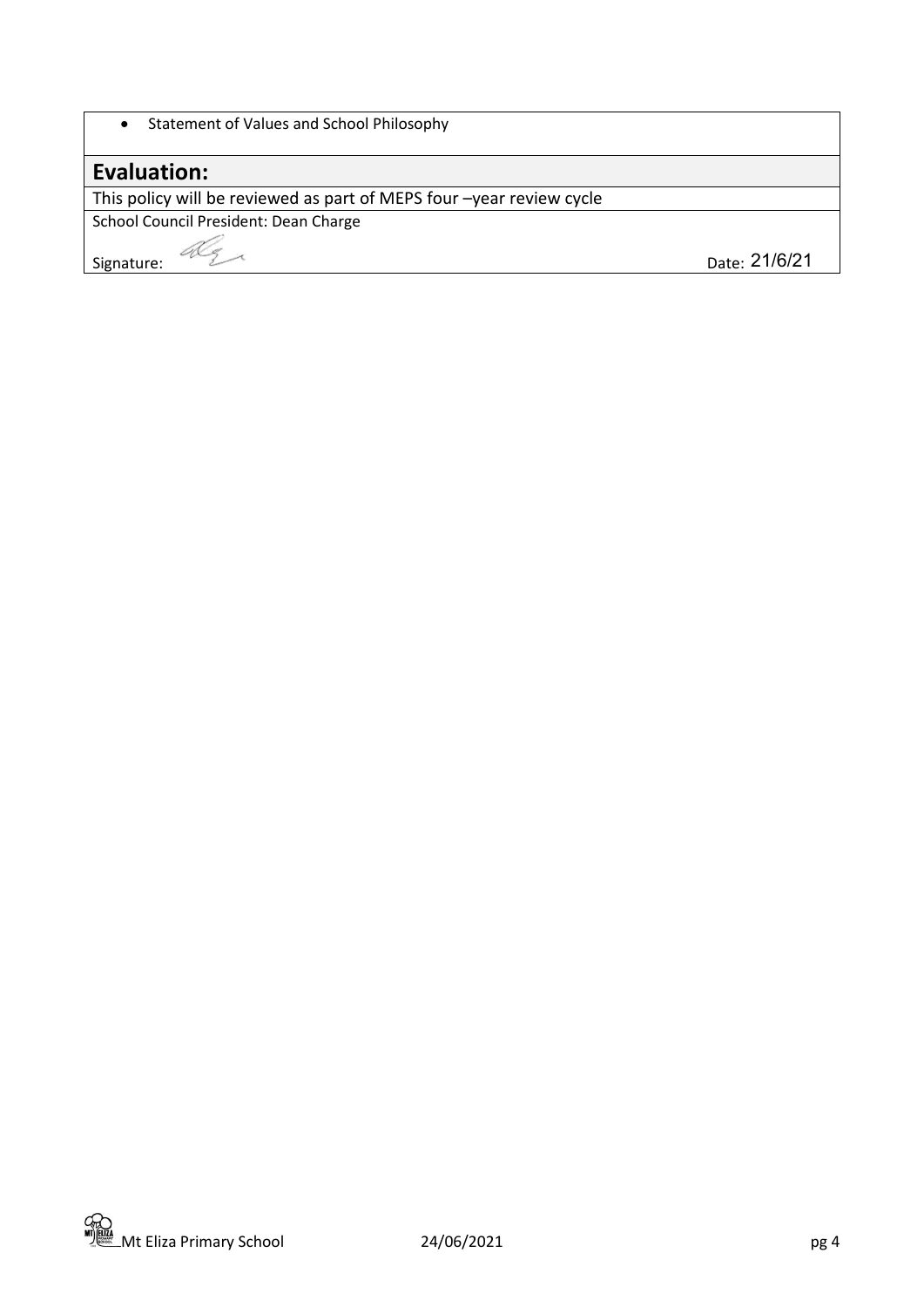- Statement of Values and School Philosophy

## Evaluation:

This policy will be reviewed as part of MEPS four –year review cycle

School Council President: Dean Charge

Signature: Date: 21/6/21